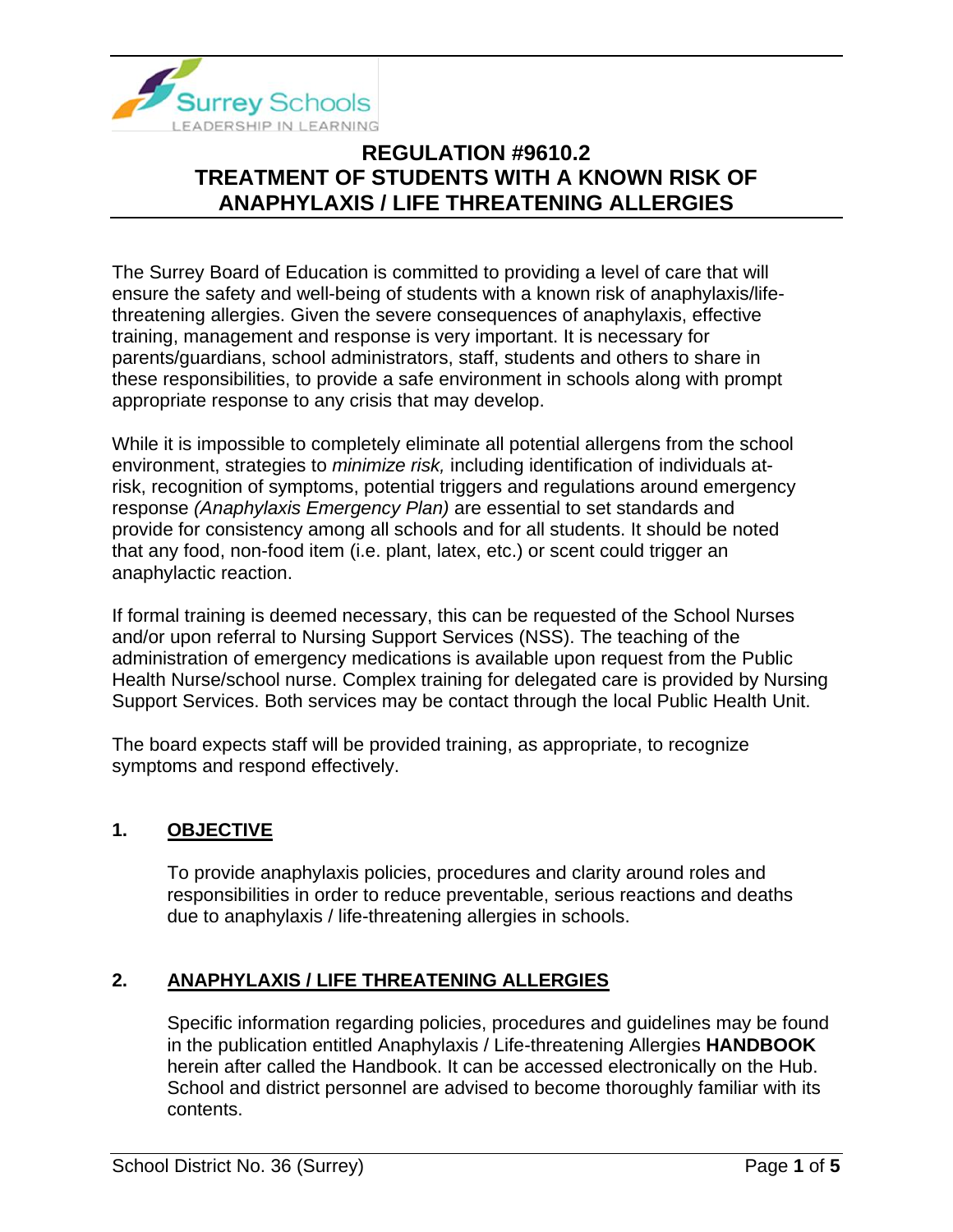# REGULATION #9610.2
# TREATMENT OF STUDENTS WITH A KNOWN RISK OF ANAPHYLAXIS / LIFE THREATENING ALLERGIES

The Surrey Board of Education is committed to providing a level of care that will ensure the safety and well-being of students with a known risk of anaphylaxis/life-threatening allergies. Given the severe consequences of anaphylaxis, effective training, management and response is very important. It is necessary for parents/guardians, school administrators, staff, students and others to share in these responsibilities, to provide a safe environment in schools along with prompt appropriate response to any crisis that may develop.

While it is impossible to completely eliminate all potential allergens from the school environment, strategies to *minimize risk,* including identification of individuals at-risk, recognition of symptoms, potential triggers and regulations around emergency response *(Anaphylaxis Emergency Plan)* are essential to set standards and provide for consistency among all schools and for all students. It should be noted that any food, non-food item (i.e. plant, latex, etc.) or scent could trigger an anaphylactic reaction.

If formal training is deemed necessary, this can be requested of the School Nurses and/or upon referral to Nursing Support Services (NSS). The teaching of the administration of emergency medications is available upon request from the Public Health Nurse/school nurse. Complex training for delegated care is provided by Nursing Support Services. Both services may be contact through the local Public Health Unit.

The board expects staff will be provided training, as appropriate, to recognize symptoms and respond effectively.

## 1. OBJECTIVE

To provide anaphylaxis policies, procedures and clarity around roles and responsibilities in order to reduce preventable, serious reactions and deaths due to anaphylaxis / life-threatening allergies in schools.

## 2. ANAPHYLAXIS / LIFE THREATENING ALLERGIES

Specific information regarding policies, procedures and guidelines may be found in the publication entitled Anaphylaxis / Life-threatening Allergies **HANDBOOK** herein after called the Handbook. It can be accessed electronically on the Hub. School and district personnel are advised to become thoroughly familiar with its contents.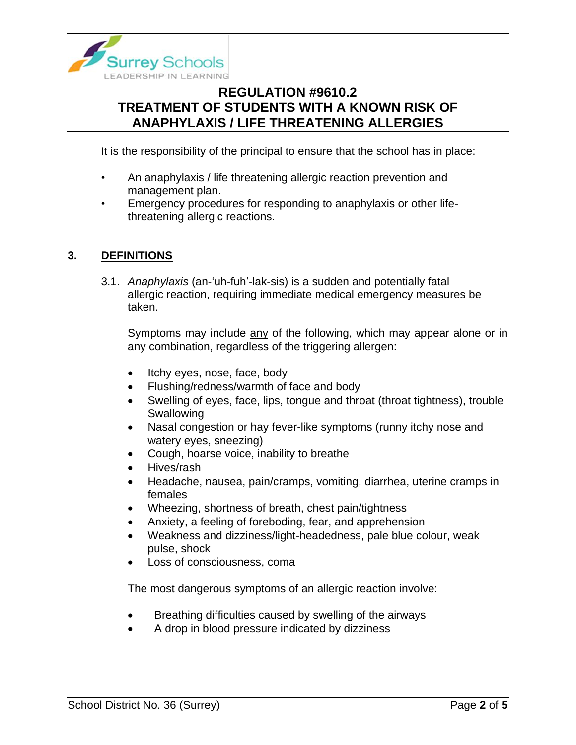# REGULATION #9610.2
# TREATMENT OF STUDENTS WITH A KNOWN RISK OF ANAPHYLAXIS / LIFE THREATENING ALLERGIES

It is the responsibility of the principal to ensure that the school has in place:

- An anaphylaxis / life threatening allergic reaction prevention and management plan.
- Emergency procedures for responding to anaphylaxis or other life-threatening allergic reactions.

## 3. DEFINITIONS

3.1. *Anaphylaxis* (an-'uh-fuh'-lak-sis) is a sudden and potentially fatal allergic reaction, requiring immediate medical emergency measures be taken.

Symptoms may include <u>any</u> of the following, which may appear alone or in any combination, regardless of the triggering allergen:

- Itchy eyes, nose, face, body
- Flushing/redness/warmth of face and body
- Swelling of eyes, face, lips, tongue and throat (throat tightness), trouble Swallowing
- Nasal congestion or hay fever-like symptoms (runny itchy nose and watery eyes, sneezing)
- Cough, hoarse voice, inability to breathe
- Hives/rash
- Headache, nausea, pain/cramps, vomiting, diarrhea, uterine cramps in females
- Wheezing, shortness of breath, chest pain/tightness
- Anxiety, a feeling of foreboding, fear, and apprehension
- Weakness and dizziness/light-headedness, pale blue colour, weak pulse, shock
- Loss of consciousness, coma

<u>The most dangerous symptoms of an allergic reaction involve:</u>

- Breathing difficulties caused by swelling of the airways
- A drop in blood pressure indicated by dizziness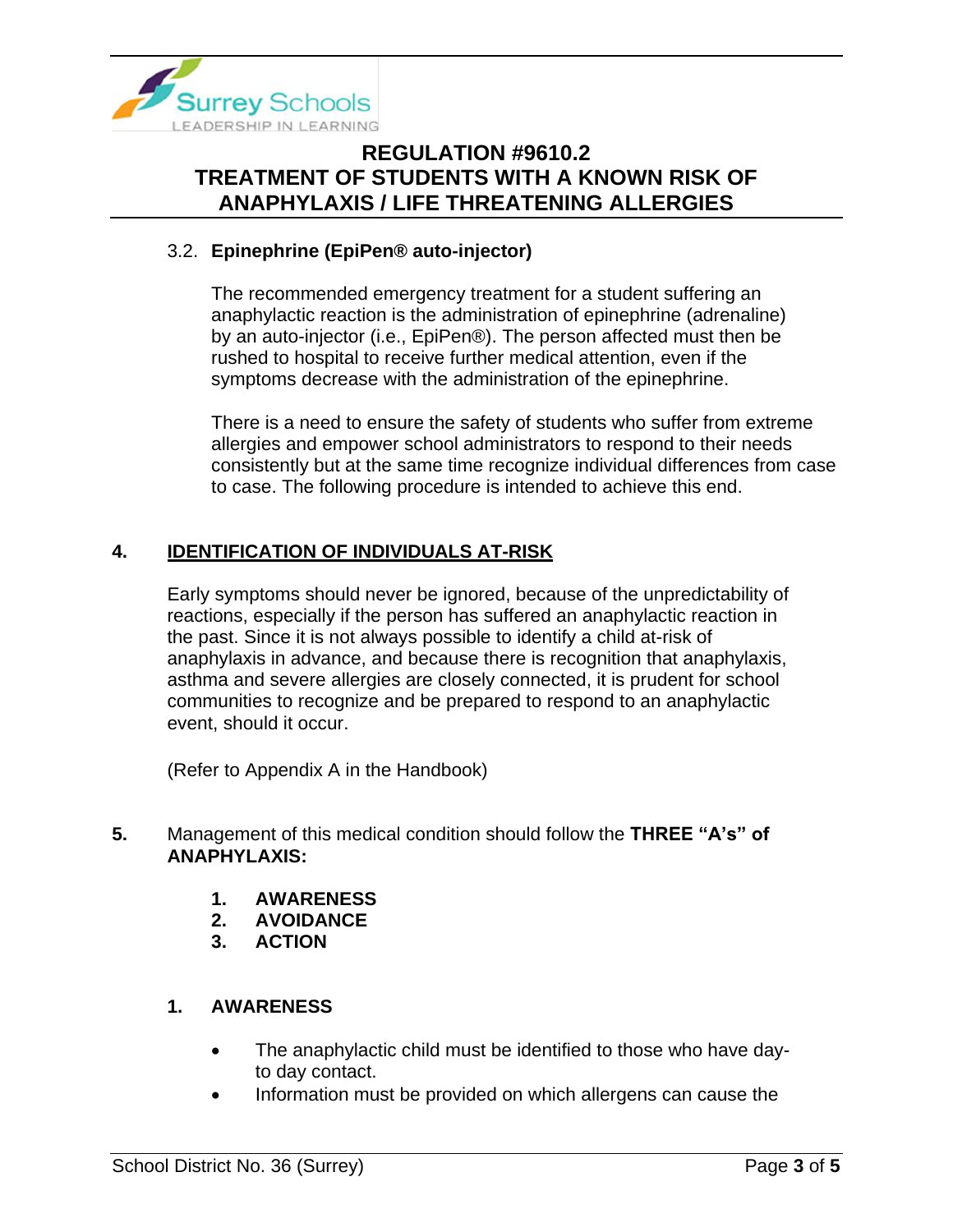### 3.2. Epinephrine (EpiPen® auto-injector)

The recommended emergency treatment for a student suffering an anaphylactic reaction is the administration of epinephrine (adrenaline) by an auto-injector (i.e., EpiPen®). The person affected must then be rushed to hospital to receive further medical attention, even if the symptoms decrease with the administration of the epinephrine.

There is a need to ensure the safety of students who suffer from extreme allergies and empower school administrators to respond to their needs consistently but at the same time recognize individual differences from case to case. The following procedure is intended to achieve this end.

## 4. IDENTIFICATION OF INDIVIDUALS AT-RISK

Early symptoms should never be ignored, because of the unpredictability of reactions, especially if the person has suffered an anaphylactic reaction in the past. Since it is not always possible to identify a child at-risk of anaphylaxis in advance, and because there is recognition that anaphylaxis, asthma and severe allergies are closely connected, it is prudent for school communities to recognize and be prepared to respond to an anaphylactic event, should it occur.

(Refer to Appendix A in the Handbook)

**5.** Management of this medical condition should follow the **THREE "A's" of ANAPHYLAXIS:**

1. **AWARENESS**
2. **AVOIDANCE**
3. **ACTION**

### 1. AWARENESS

- The anaphylactic child must be identified to those who have day-to day contact.
- Information must be provided on which allergens can cause the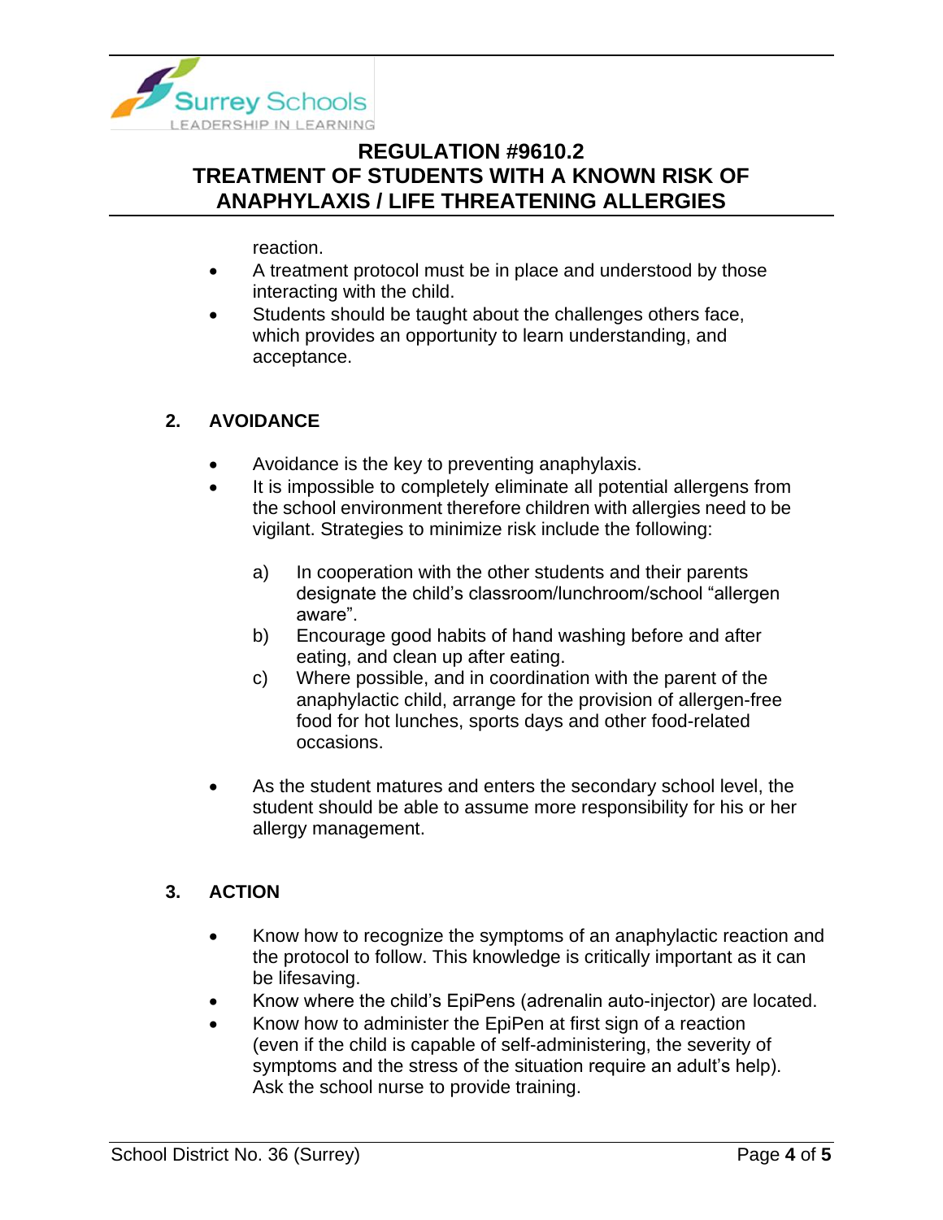reaction.

- A treatment protocol must be in place and understood by those interacting with the child.
- Students should be taught about the challenges others face, which provides an opportunity to learn understanding, and acceptance.

## 2. AVOIDANCE

- Avoidance is the key to preventing anaphylaxis.
- It is impossible to completely eliminate all potential allergens from the school environment therefore children with allergies need to be vigilant. Strategies to minimize risk include the following:

  a) In cooperation with the other students and their parents designate the child's classroom/lunchroom/school "allergen aware".

  b) Encourage good habits of hand washing before and after eating, and clean up after eating.

  c) Where possible, and in coordination with the parent of the anaphylactic child, arrange for the provision of allergen-free food for hot lunches, sports days and other food-related occasions.

- As the student matures and enters the secondary school level, the student should be able to assume more responsibility for his or her allergy management.

## 3. ACTION

- Know how to recognize the symptoms of an anaphylactic reaction and the protocol to follow. This knowledge is critically important as it can be lifesaving.
- Know where the child's EpiPens (adrenalin auto-injector) are located.
- Know how to administer the EpiPen at first sign of a reaction (even if the child is capable of self-administering, the severity of symptoms and the stress of the situation require an adult's help). Ask the school nurse to provide training.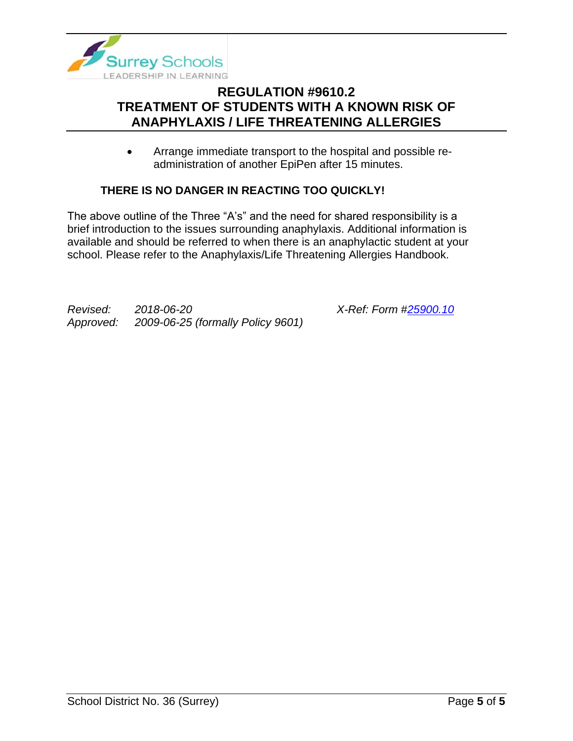- Arrange immediate transport to the hospital and possible re-administration of another EpiPen after 15 minutes.

**THERE IS NO DANGER IN REACTING TOO QUICKLY!**

The above outline of the Three "A's" and the need for shared responsibility is a brief introduction to the issues surrounding anaphylaxis. Additional information is available and should be referred to when there is an anaphylactic student at your school. Please refer to the Anaphylaxis/Life Threatening Allergies Handbook.

*Revised: 2018-06-20*
*Approved: 2009-06-25 (formally Policy 9601)*

*X-Ref: Form #25900.10*